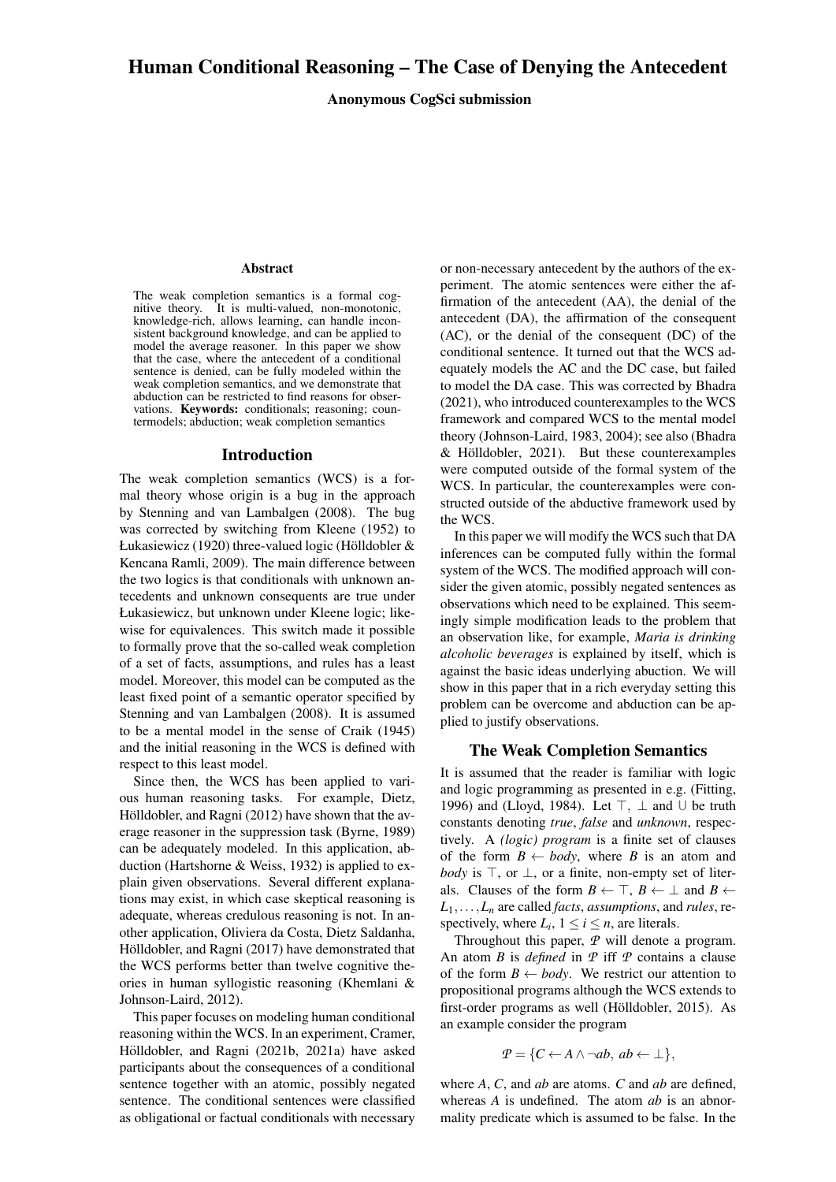# Human Conditional Reasoning – The Case of Denying the Antecedent

**Anonymous CogSci submission**

## Abstract

The weak completion semantics is a formal cognitive theory. It is multi-valued, non-monotonic, knowledge-rich, allows learning, can handle inconsistent background knowledge, and can be applied to model the average reasoner. In this paper we show that the case, where the antecedent of a conditional sentence is denied, can be fully modeled within the weak completion semantics, and we demonstrate that abduction can be restricted to find reasons for observations. **Keywords:** conditionals; reasoning; countermodels; abduction; weak completion semantics

## Introduction

The weak completion semantics (WCS) is a formal theory whose origin is a bug in the approach by Stenning and van Lambalgen (2008). The bug was corrected by switching from Kleene (1952) to Łukasiewicz (1920) three-valued logic (Hölldobler & Kencana Ramli, 2009). The main difference between the two logics is that conditionals with unknown antecedents and unknown consequents are true under Łukasiewicz, but unknown under Kleene logic; likewise for equivalences. This switch made it possible to formally prove that the so-called weak completion of a set of facts, assumptions, and rules has a least model. Moreover, this model can be computed as the least fixed point of a semantic operator specified by Stenning and van Lambalgen (2008). It is assumed to be a mental model in the sense of Craik (1945) and the initial reasoning in the WCS is defined with respect to this least model.

Since then, the WCS has been applied to various human reasoning tasks. For example, Dietz, Hölldobler, and Ragni (2012) have shown that the average reasoner in the suppression task (Byrne, 1989) can be adequately modeled. In this application, abduction (Hartshorne & Weiss, 1932) is applied to explain given observations. Several different explanations may exist, in which case skeptical reasoning is adequate, whereas credulous reasoning is not. In another application, Oliviera da Costa, Dietz Saldanha, Hölldobler, and Ragni (2017) have demonstrated that the WCS performs better than twelve cognitive theories in human syllogistic reasoning (Khemlani & Johnson-Laird, 2012).

This paper focuses on modeling human conditional reasoning within the WCS. In an experiment, Cramer, Hölldobler, and Ragni (2021b, 2021a) have asked participants about the consequences of a conditional sentence together with an atomic, possibly negated sentence. The conditional sentences were classified as obligational or factual conditionals with necessary or non-necessary antecedent by the authors of the experiment. The atomic sentences were either the affirmation of the antecedent (AA), the denial of the antecedent (DA), the affirmation of the consequent (AC), or the denial of the consequent (DC) of the conditional sentence. It turned out that the WCS adequately models the AC and the DC case, but failed to model the DA case. This was corrected by Bhadra (2021), who introduced counterexamples to the WCS framework and compared WCS to the mental model theory (Johnson-Laird, 1983, 2004); see also (Bhadra & Hölldobler, 2021). But these counterexamples were computed outside of the formal system of the WCS. In particular, the counterexamples were constructed outside of the abductive framework used by the WCS.

In this paper we will modify the WCS such that DA inferences can be computed fully within the formal system of the WCS. The modified approach will consider the given atomic, possibly negated sentences as observations which need to be explained. This seemingly simple modification leads to the problem that an observation like, for example, *Maria is drinking alcoholic beverages* is explained by itself, which is against the basic ideas underlying abuction. We will show in this paper that in a rich everyday setting this problem can be overcome and abduction can be applied to justify observations.

## The Weak Completion Semantics

It is assumed that the reader is familiar with logic and logic programming as presented in e.g. (Fitting, 1996) and (Lloyd, 1984). Let $\top$, $\bot$ and $\cup$ be truth constants denoting *true*, *false* and *unknown*, respectively. A *(logic) program* is a finite set of clauses of the form $B \leftarrow body$, where $B$ is an atom and *body* is $\top$, or $\bot$, or a finite, non-empty set of literals. Clauses of the form $B \leftarrow \top$, $B \leftarrow \bot$ and $B \leftarrow L_1, \ldots, L_n$ are called *facts*, *assumptions*, and *rules*, respectively, where $L_i$, $1 \leq i \leq n$, are literals.

Throughout this paper, $\mathcal{P}$ will denote a program. An atom $B$ is *defined* in $\mathcal{P}$ iff $\mathcal{P}$ contains a clause of the form $B \leftarrow body$. We restrict our attention to propositional programs although the WCS extends to first-order programs as well (Hölldobler, 2015). As an example consider the program

$$\mathcal{P} = \{C \leftarrow A \wedge \neg ab,\ ab \leftarrow \bot\},$$

where $A$, $C$, and $ab$ are atoms. $C$ and $ab$ are defined, whereas $A$ is undefined. The atom $ab$ is an abnormality predicate which is assumed to be false. In the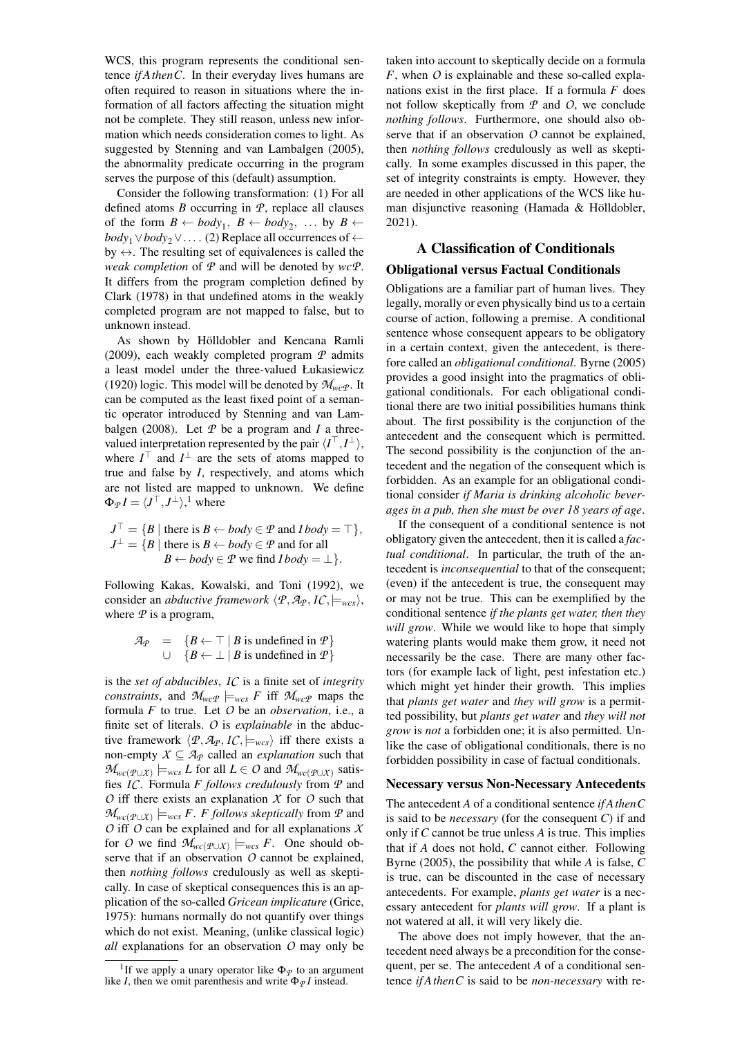WCS, this program represents the conditional sentence *if A then C*. In their everyday lives humans are often required to reason in situations where the information of all factors affecting the situation might not be complete. They still reason, unless new information which needs consideration comes to light. As suggested by Stenning and van Lambalgen (2005), the abnormality predicate occurring in the program serves the purpose of this (default) assumption.

Consider the following transformation: (1) For all defined atoms $B$ occurring in $\mathcal{P}$, replace all clauses of the form $B \leftarrow body_1,\ B \leftarrow body_2,\ \dots$ by $B \leftarrow body_1 \vee body_2 \vee \dots$. (2) Replace all occurrences of $\leftarrow$ by $\leftrightarrow$. The resulting set of equivalences is called the *weak completion* of $\mathcal{P}$ and will be denoted by $wc\mathcal{P}$. It differs from the program completion defined by Clark (1978) in that undefined atoms in the weakly completed program are not mapped to false, but to unknown instead.

As shown by Hölldobler and Kencana Ramli (2009), each weakly completed program $\mathcal{P}$ admits a least model under the three-valued Łukasiewicz (1920) logic. This model will be denoted by $\mathcal{M}_{wc\mathcal{P}}$. It can be computed as the least fixed point of a semantic operator introduced by Stenning and van Lambalgen (2008). Let $\mathcal{P}$ be a program and $I$ a three-valued interpretation represented by the pair $\langle I^\top, I^\bot \rangle$, where $I^\top$ and $I^\bot$ are the sets of atoms mapped to true and false by $I$, respectively, and atoms which are not listed are mapped to unknown. We define $\Phi_\mathcal{P} I = \langle J^\top, J^\bot \rangle$,[1] where

$$
\begin{aligned}
J^\top &= \{B \mid \text{there is } B \leftarrow body \in \mathcal{P} \text{ and } I\,body = \top\},\\
J^\bot &= \{B \mid \text{there is } B \leftarrow body \in \mathcal{P} \text{ and for all}\\
&\qquad B \leftarrow body \in \mathcal{P} \text{ we find } I\,body = \bot\}.
\end{aligned}
$$

Following Kakas, Kowalski, and Toni (1992), we consider an *abductive framework* $\langle \mathcal{P}, \mathcal{A}_\mathcal{P}, \mathcal{IC}, \models_{wcs} \rangle$, where $\mathcal{P}$ is a program,

$$
\begin{aligned}
\mathcal{A}_\mathcal{P} &= \{B \leftarrow \top \mid B \text{ is undefined in } \mathcal{P}\}\\
&\cup \{B \leftarrow \bot \mid B \text{ is undefined in } \mathcal{P}\}
\end{aligned}
$$

is the *set of abducibles*, $\mathcal{IC}$ is a finite set of *integrity constraints*, and $\mathcal{M}_{wc\mathcal{P}} \models_{wcs} F$ iff $\mathcal{M}_{wc\mathcal{P}}$ maps the formula $F$ to true. Let $\mathcal{O}$ be an *observation*, i.e., a finite set of literals. $\mathcal{O}$ is *explainable* in the abductive framework $\langle \mathcal{P}, \mathcal{A}_\mathcal{P}, \mathcal{IC}, \models_{wcs} \rangle$ iff there exists a non-empty $\mathcal{X} \subseteq \mathcal{A}_\mathcal{P}$ called an *explanation* such that $\mathcal{M}_{wc(\mathcal{P}\cup\mathcal{X})} \models_{wcs} L$ for all $L \in \mathcal{O}$ and $\mathcal{M}_{wc(\mathcal{P}\cup\mathcal{X})}$ satisfies $\mathcal{IC}$. Formula $F$ *follows credulously* from $\mathcal{P}$ and $\mathcal{O}$ iff there exists an explanation $\mathcal{X}$ for $\mathcal{O}$ such that $\mathcal{M}_{wc(\mathcal{P}\cup\mathcal{X})} \models_{wcs} F$. $F$ *follows skeptically* from $\mathcal{P}$ and $\mathcal{O}$ iff $\mathcal{O}$ can be explained and for all explanations $\mathcal{X}$ for $\mathcal{O}$ we find $\mathcal{M}_{wc(\mathcal{P}\cup\mathcal{X})} \models_{wcs} F$. One should observe that if an observation $\mathcal{O}$ cannot be explained, then *nothing follows* credulously as well as skeptically. In case of skeptical consequences this is an application of the so-called *Gricean implicature* (Grice, 1975): humans normally do not quantify over things which do not exist. Meaning, (unlike classical logic) *all* explanations for an observation $\mathcal{O}$ may only be taken into account to skeptically decide on a formula $F$, when $\mathcal{O}$ is explainable and these so-called explanations exist in the first place. If a formula $F$ does not follow skeptically from $\mathcal{P}$ and $\mathcal{O}$, we conclude *nothing follows*. Furthermore, one should also observe that if an observation $\mathcal{O}$ cannot be explained, then *nothing follows* credulously as well as skeptically. In some examples discussed in this paper, the set of integrity constraints is empty. However, they are needed in other applications of the WCS like human disjunctive reasoning (Hamada & Hölldobler, 2021).

## A Classification of Conditionals

### Obligational versus Factual Conditionals

Obligations are a familiar part of human lives. They legally, morally or even physically bind us to a certain course of action, following a premise. A conditional sentence whose consequent appears to be obligatory in a certain context, given the antecedent, is therefore called an *obligational conditional*. Byrne (2005) provides a good insight into the pragmatics of obligational conditionals. For each obligational conditional there are two initial possibilities humans think about. The first possibility is the conjunction of the antecedent and the consequent which is permitted. The second possibility is the conjunction of the antecedent and the negation of the consequent which is forbidden. As an example for an obligational conditional consider *if Maria is drinking alcoholic beverages in a pub, then she must be over 18 years of age*.

If the consequent of a conditional sentence is not obligatory given the antecedent, then it is called a *factual conditional*. In particular, the truth of the antecedent is *inconsequential* to that of the consequent; (even) if the antecedent is true, the consequent may or may not be true. This can be exemplified by the conditional sentence *if the plants get water, then they will grow*. While we would like to hope that simply watering plants would make them grow, it need not necessarily be the case. There are many other factors (for example lack of light, pest infestation etc.) which might yet hinder their growth. This implies that *plants get water* and *they will grow* is a permitted possibility, but *plants get water* and *they will not grow* is *not* a forbidden one; it is also permitted. Unlike the case of obligational conditionals, there is no forbidden possibility in case of factual conditionals.

### Necessary versus Non-Necessary Antecedents

The antecedent $A$ of a conditional sentence *if A then C* is said to be *necessary* (for the consequent $C$) if and only if $C$ cannot be true unless $A$ is true. This implies that if $A$ does not hold, $C$ cannot either. Following Byrne (2005), the possibility that while $A$ is false, $C$ is true, can be discounted in the case of necessary antecedents. For example, *plants get water* is a necessary antecedent for *plants will grow*. If a plant is not watered at all, it will very likely die.

The above does not imply however, that the antecedent need always be a precondition for the consequent, per se. The antecedent $A$ of a conditional sentence *if A then C* is said to be *non-necessary* with re-

[1] If we apply a unary operator like $\Phi_\mathcal{P}$ to an argument like $I$, then we omit parenthesis and write $\Phi_\mathcal{P} I$ instead.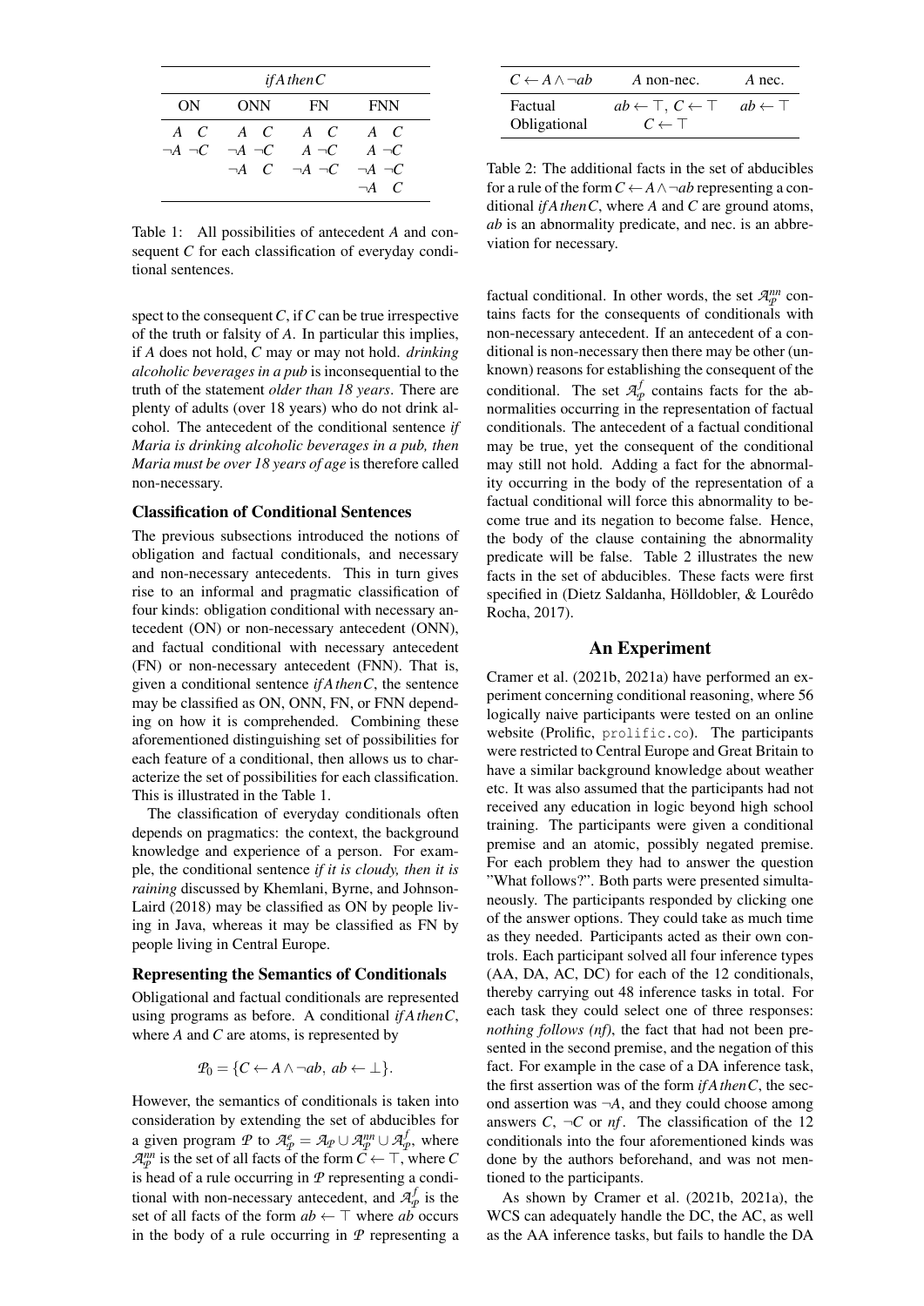| *if A then C* | | | |
|---|---|---|---|
| ON | ONN | FN | FNN |
| $A$ $C$ | $A$ $C$ | $A$ $C$ | $A$ $C$ |
| $\neg A$ $\neg C$ | $\neg A$ $\neg C$ | $A$ $\neg C$ | $A$ $\neg C$ |
| | $\neg A$ $C$ | $\neg A$ $\neg C$ | $\neg A$ $\neg C$ |
| | | | $\neg A$ $C$ |

Table 1: All possibilities of antecedent $A$ and consequent $C$ for each classification of everyday conditional sentences.

spect to the consequent $C$, if $C$ can be true irrespective of the truth or falsity of $A$. In particular this implies, if $A$ does not hold, $C$ may or may not hold. *drinking alcoholic beverages in a pub* is inconsequential to the truth of the statement *older than 18 years*. There are plenty of adults (over 18 years) who do not drink alcohol. The antecedent of the conditional sentence *if Maria is drinking alcoholic beverages in a pub, then Maria must be over 18 years of age* is therefore called non-necessary.

### Classification of Conditional Sentences

The previous subsections introduced the notions of obligation and factual conditionals, and necessary and non-necessary antecedents. This in turn gives rise to an informal and pragmatic classification of four kinds: obligation conditional with necessary antecedent (ON) or non-necessary antecedent (ONN), and factual conditional with necessary antecedent (FN) or non-necessary antecedent (FNN). That is, given a conditional sentence *if A then C*, the sentence may be classified as ON, ONN, FN, or FNN depending on how it is comprehended. Combining these aforementioned distinguishing set of possibilities for each feature of a conditional, then allows us to characterize the set of possibilities for each classification. This is illustrated in the Table 1.

The classification of everyday conditionals often depends on pragmatics: the context, the background knowledge and experience of a person. For example, the conditional sentence *if it is cloudy, then it is raining* discussed by Khemlani, Byrne, and Johnson-Laird (2018) may be classified as ON by people living in Java, whereas it may be classified as FN by people living in Central Europe.

### Representing the Semantics of Conditionals

Obligational and factual conditionals are represented using programs as before. A conditional *if A then C*, where $A$ and $C$ are atoms, is represented by

$$\mathcal{P}_0 = \{C \leftarrow A \wedge \neg ab,\ ab \leftarrow \bot\}.$$

However, the semantics of conditionals is taken into consideration by extending the set of abducibles for a given program $\mathcal{P}$ to $\mathcal{A}^e_{\mathcal{P}} = \mathcal{A}_{\mathcal{P}} \cup \mathcal{A}^{nn}_{\mathcal{P}} \cup \mathcal{A}^f_{\mathcal{P}}$, where $\mathcal{A}^{nn}_{\mathcal{P}}$ is the set of all facts of the form $C \leftarrow \top$, where $C$ is head of a rule occurring in $\mathcal{P}$ representing a conditional with non-necessary antecedent, and $\mathcal{A}^f_{\mathcal{P}}$ is the set of all facts of the form $ab \leftarrow \top$ where $ab$ occurs in the body of a rule occurring in $\mathcal{P}$ representing a factual conditional. In other words, the set $\mathcal{A}^{nn}_{\mathcal{P}}$ contains facts for the consequents of conditionals with non-necessary antecedent. If an antecedent of a conditional is non-necessary then there may be other (unknown) reasons for establishing the consequent of the conditional. The set $\mathcal{A}^f_{\mathcal{P}}$ contains facts for the abnormalities occurring in the representation of factual conditionals. The antecedent of a factual conditional may be true, yet the consequent of the conditional may still not hold. Adding a fact for the abnormality occurring in the body of the representation of a factual conditional will force this abnormality to become true and its negation to become false. Hence, the body of the clause containing the abnormality predicate will be false. Table 2 illustrates the new facts in the set of abducibles. These facts were first specified in (Dietz Saldanha, Hölldobler, & Lourêdo Rocha, 2017).

| $C \leftarrow A \wedge \neg ab$ | $A$ non-nec. | $A$ nec. |
|---|---|---|
| Factual | $ab \leftarrow \top$, $C \leftarrow \top$ | $ab \leftarrow \top$ |
| Obligational | $C \leftarrow \top$ | |

Table 2: The additional facts in the set of abducibles for a rule of the form $C \leftarrow A \wedge \neg ab$ representing a conditional *if A then C*, where $A$ and $C$ are ground atoms, $ab$ is an abnormality predicate, and nec. is an abbreviation for necessary.

## An Experiment

Cramer et al. (2021b, 2021a) have performed an experiment concerning conditional reasoning, where 56 logically naive participants were tested on an online website (Prolific, prolific.co). The participants were restricted to Central Europe and Great Britain to have a similar background knowledge about weather etc. It was also assumed that the participants had not received any education in logic beyond high school training. The participants were given a conditional premise and an atomic, possibly negated premise. For each problem they had to answer the question "What follows?". Both parts were presented simultaneously. The participants responded by clicking one of the answer options. They could take as much time as they needed. Participants acted as their own controls. Each participant solved all four inference types (AA, DA, AC, DC) for each of the 12 conditionals, thereby carrying out 48 inference tasks in total. For each task they could select one of three responses: *nothing follows (nf)*, the fact that had not been presented in the second premise, and the negation of this fact. For example in the case of a DA inference task, the first assertion was of the form *if A then C*, the second assertion was $\neg A$, and they could choose among answers $C$, $\neg C$ or $nf$. The classification of the 12 conditionals into the four aforementioned kinds was done by the authors beforehand, and was not mentioned to the participants.

As shown by Cramer et al. (2021b, 2021a), the WCS can adequately handle the DC, the AC, as well as the AA inference tasks, but fails to handle the DA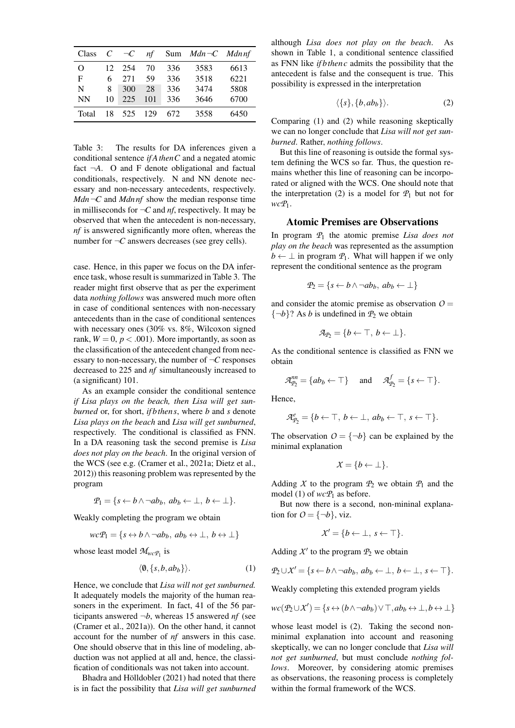| Class | $C$ | $\neg C$ | *nf* | Sum | $Mdn\,\neg C$ | $Mdn\,nf$ |
|---|---|---|---|---|---|---|
| O | 12 | 254 | 70 | 336 | 3583 | 6613 |
| F | 6 | 271 | 59 | 336 | 3518 | 6221 |
| N | 8 | 300 | 28 | 336 | 3474 | 5808 |
| NN | 10 | 225 | 101 | 336 | 3646 | 6700 |
| Total | 18 | 525 | 129 | 672 | 3558 | 6450 |

Table 3: The results for DA inferences given a conditional sentence *if $A$ then $C$* and a negated atomic fact $\neg A$. O and F denote obligational and factual conditionals, respectively. N and NN denote necessary and non-necessary antecedents, respectively. $Mdn\,\neg C$ and $Mdn\,nf$ show the median response time in milliseconds for $\neg C$ and *nf*, respectively. It may be observed that when the antecedent is non-necessary, *nf* is answered significantly more often, whereas the number for $\neg C$ answers decreases (see grey cells).

case. Hence, in this paper we focus on the DA inference task, whose result is summarized in Table 3. The reader might first observe that as per the experiment data *nothing follows* was answered much more often in case of conditional sentences with non-necessary antecedents than in the case of conditional sentences with necessary ones (30% vs. 8%, Wilcoxon signed rank, $W = 0$, $p < .001$). More importantly, as soon as the classification of the antecedent changed from necessary to non-necessary, the number of $\neg C$ responses decreased to 225 and *nf* simultaneously increased to (a significant) 101.

As an example consider the conditional sentence *if Lisa plays on the beach, then Lisa will get sunburned* or, for short, *if $b$ then $s$*, where $b$ and $s$ denote *Lisa plays on the beach* and *Lisa will get sunburned*, respectively. The conditional is classified as FNN. In a DA reasoning task the second premise is *Lisa does not play on the beach*. In the original version of the WCS (see e.g. (Cramer et al., 2021a; Dietz et al., 2012)) this reasoning problem was represented by the program

$$\mathcal{P}_1 = \{s \leftarrow b \wedge \neg ab_b,\ ab_b \leftarrow \bot,\ b \leftarrow \bot\}.$$

Weakly completing the program we obtain

$$wc\mathcal{P}_1 = \{s \leftrightarrow b \wedge \neg ab_b,\ ab_b \leftrightarrow \bot,\ b \leftrightarrow \bot\}$$

whose least model $\mathcal{M}_{wc\mathcal{P}_1}$ is

$$\langle \emptyset, \{s, b, ab_b\}\rangle. \tag{1}$$

Hence, we conclude that *Lisa will not get sunburned.* It adequately models the majority of the human reasoners in the experiment. In fact, 41 of the 56 participants answered $\neg b$, whereas 15 answered *nf* (see (Cramer et al., 2021a)). On the other hand, it cannot account for the number of *nf* answers in this case. One should observe that in this line of modeling, abduction was not applied at all and, hence, the classification of conditionals was not taken into account.

Bhadra and Hölldobler (2021) had noted that there is in fact the possibility that *Lisa will get sunburned* although *Lisa does not play on the beach*. As shown in Table 1, a conditional sentence classified as FNN like *if $b$ then $c$* admits the possibility that the antecedent is false and the consequent is true. This possibility is expressed in the interpretation

$$\langle \{s\}, \{b, ab_b\}\rangle. \tag{2}$$

Comparing (1) and (2) while reasoning skeptically we can no longer conclude that *Lisa will not get sunburned*. Rather, *nothing follows*.

But this line of reasoning is outside the formal system defining the WCS so far. Thus, the question remains whether this line of reasoning can be incorporated or aligned with the WCS. One should note that the interpretation (2) is a model for $\mathcal{P}_1$ but not for $wc\mathcal{P}_1$.

## Atomic Premises are Observations

In program $\mathcal{P}_1$ the atomic premise *Lisa does not play on the beach* was represented as the assumption $b \leftarrow \bot$ in program $\mathcal{P}_1$. What will happen if we only represent the conditional sentence as the program

$$\mathcal{P}_2 = \{s \leftarrow b \wedge \neg ab_b,\ ab_b \leftarrow \bot\}$$

and consider the atomic premise as observation $\mathcal{O} = \{\neg b\}$? As $b$ is undefined in $\mathcal{P}_2$ we obtain

$$\mathcal{A}_{\mathcal{P}_2} = \{b \leftarrow \top,\ b \leftarrow \bot\}.$$

As the conditional sentence is classified as FNN we obtain

$$\mathcal{A}^{nn}_{\mathcal{P}_2} = \{ab_b \leftarrow \top\} \quad \text{and} \quad \mathcal{A}^{f}_{\mathcal{P}_2} = \{s \leftarrow \top\}.$$

Hence,

$$\mathcal{A}^{e}_{\mathcal{P}_2} = \{b \leftarrow \top,\ b \leftarrow \bot,\ ab_b \leftarrow \top,\ s \leftarrow \top\}.$$

The observation $\mathcal{O} = \{\neg b\}$ can be explained by the minimal explanation

$$\mathcal{X} = \{b \leftarrow \bot\}.$$

Adding $\mathcal{X}$ to the program $\mathcal{P}_2$ we obtain $\mathcal{P}_1$ and the model (1) of $wc\mathcal{P}_1$ as before.

But now there is a second, non-mininal explanation for $\mathcal{O} = \{\neg b\}$, viz.

$$\mathcal{X}' = \{b \leftarrow \bot,\ s \leftarrow \top\}.$$

Adding $\mathcal{X}'$ to the program $\mathcal{P}_2$ we obtain

$$\mathcal{P}_2 \cup \mathcal{X}' = \{s \leftarrow b \wedge \neg ab_b,\ ab_b \leftarrow \bot,\ b \leftarrow \bot,\ s \leftarrow \top\}.$$

Weakly completing this extended program yields

$$wc(\mathcal{P}_2 \cup \mathcal{X}') = \{s \leftrightarrow (b \wedge \neg ab_b) \vee \top, ab_b \leftrightarrow \bot, b \leftrightarrow \bot\}$$

whose least model is (2). Taking the second non-minimal explanation into account and reasoning skeptically, we can no longer conclude that *Lisa will not get sunburned*, but must conclude *nothing follows*. Moreover, by considering atomic premises as observations, the reasoning process is completely within the formal framework of the WCS.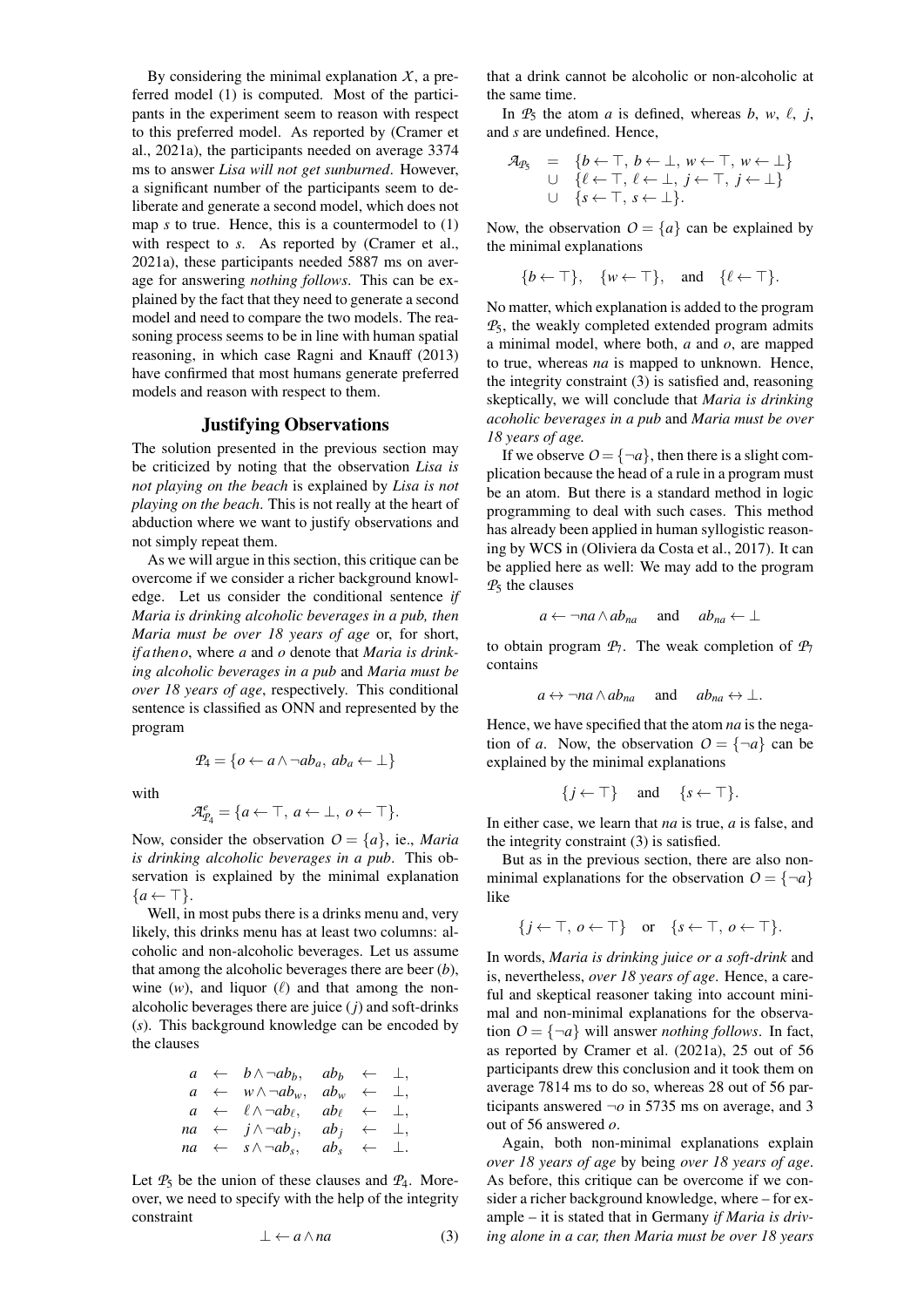By considering the minimal explanation $\mathcal{X}$, a preferred model (1) is computed. Most of the participants in the experiment seem to reason with respect to this preferred model. As reported by (Cramer et al., 2021a), the participants needed on average 3374 ms to answer *Lisa will not get sunburned*. However, a significant number of the participants seem to deliberate and generate a second model, which does not map $s$ to true. Hence, this is a countermodel to (1) with respect to $s$. As reported by (Cramer et al., 2021a), these participants needed 5887 ms on average for answering *nothing follows*. This can be explained by the fact that they need to generate a second model and need to compare the two models. The reasoning process seems to be in line with human spatial reasoning, in which case Ragni and Knauff (2013) have confirmed that most humans generate preferred models and reason with respect to them.

## Justifying Observations

The solution presented in the previous section may be criticized by noting that the observation *Lisa is not playing on the beach* is explained by *Lisa is not playing on the beach*. This is not really at the heart of abduction where we want to justify observations and not simply repeat them.

As we will argue in this section, this critique can be overcome if we consider a richer background knowledge. Let us consider the conditional sentence *if Maria is drinking alcoholic beverages in a pub, then Maria must be over 18 years of age* or, for short, *if a then o*, where $a$ and $o$ denote that *Maria is drinking alcoholic beverages in a pub* and *Maria must be over 18 years of age*, respectively. This conditional sentence is classified as ONN and represented by the program

$$\mathcal{P}_4 = \{o \leftarrow a \wedge \neg ab_a,\ ab_a \leftarrow \bot\}$$

with

$$\mathcal{A}^e_{\mathcal{P}_4} = \{a \leftarrow \top,\ a \leftarrow \bot,\ o \leftarrow \top\}.$$

Now, consider the observation $\mathcal{O} = \{a\}$, ie., *Maria is drinking alcoholic beverages in a pub*. This observation is explained by the minimal explanation $\{a \leftarrow \top\}$.

Well, in most pubs there is a drinks menu and, very likely, this drinks menu has at least two columns: alcoholic and non-alcoholic beverages. Let us assume that among the alcoholic beverages there are beer ($b$), wine ($w$), and liquor ($\ell$) and that among the non-alcoholic beverages there are juice ($j$) and soft-drinks ($s$). This background knowledge can be encoded by the clauses

$$\begin{array}{lllllll} a & \leftarrow & b \wedge \neg ab_b, & ab_b & \leftarrow & \bot, \\ a & \leftarrow & w \wedge \neg ab_w, & ab_w & \leftarrow & \bot, \\ a & \leftarrow & \ell \wedge \neg ab_\ell, & ab_\ell & \leftarrow & \bot, \\ na & \leftarrow & j \wedge \neg ab_j, & ab_j & \leftarrow & \bot, \\ na & \leftarrow & s \wedge \neg ab_s, & ab_s & \leftarrow & \bot. \end{array}$$

Let $\mathcal{P}_5$ be the union of these clauses and $\mathcal{P}_4$. Moreover, we need to specify with the help of the integrity constraint

$$\bot \leftarrow a \wedge na \tag{3}$$

that a drink cannot be alcoholic or non-alcoholic at the same time.

In $\mathcal{P}_5$ the atom $a$ is defined, whereas $b$, $w$, $\ell$, $j$, and $s$ are undefined. Hence,

$$\begin{array}{rcl} \mathcal{A}_{\mathcal{P}_5} & = & \{b \leftarrow \top,\ b \leftarrow \bot,\ w \leftarrow \top,\ w \leftarrow \bot\} \\ & \cup & \{\ell \leftarrow \top,\ \ell \leftarrow \bot,\ j \leftarrow \top,\ j \leftarrow \bot\} \\ & \cup & \{s \leftarrow \top,\ s \leftarrow \bot\}. \end{array}$$

Now, the observation $\mathcal{O} = \{a\}$ can be explained by the minimal explanations

$$\{b \leftarrow \top\}, \quad \{w \leftarrow \top\}, \quad \text{and} \quad \{\ell \leftarrow \top\}.$$

No matter, which explanation is added to the program $\mathcal{P}_5$, the weakly completed extended program admits a minimal model, where both, $a$ and $o$, are mapped to true, whereas $na$ is mapped to unknown. Hence, the integrity constraint (3) is satisfied and, reasoning skeptically, we will conclude that *Maria is drinking acoholic beverages in a pub* and *Maria must be over 18 years of age.*

If we observe $\mathcal{O} = \{\neg a\}$, then there is a slight complication because the head of a rule in a program must be an atom. But there is a standard method in logic programming to deal with such cases. This method has already been applied in human syllogistic reasoning by WCS in (Oliviera da Costa et al., 2017). It can be applied here as well: We may add to the program $\mathcal{P}_5$ the clauses

$$a \leftarrow \neg na \wedge ab_{na} \quad \text{and} \quad ab_{na} \leftarrow \bot$$

to obtain program $\mathcal{P}_7$. The weak completion of $\mathcal{P}_7$ contains

$$a \leftrightarrow \neg na \wedge ab_{na} \quad \text{and} \quad ab_{na} \leftrightarrow \bot.$$

Hence, we have specified that the atom $na$ is the negation of $a$. Now, the observation $\mathcal{O} = \{\neg a\}$ can be explained by the minimal explanations

$$\{j \leftarrow \top\} \quad \text{and} \quad \{s \leftarrow \top\}.$$

In either case, we learn that $na$ is true, $a$ is false, and the integrity constraint (3) is satisfied.

But as in the previous section, there are also non-minimal explanations for the observation $\mathcal{O} = \{\neg a\}$ like

$$\{j \leftarrow \top,\ o \leftarrow \top\} \quad \text{or} \quad \{s \leftarrow \top,\ o \leftarrow \top\}.$$

In words, *Maria is drinking juice or a soft-drink* and is, nevertheless, *over 18 years of age*. Hence, a careful and skeptical reasoner taking into account minimal and non-minimal explanations for the observation $\mathcal{O} = \{\neg a\}$ will answer *nothing follows*. In fact, as reported by Cramer et al. (2021a), 25 out of 56 participants drew this conclusion and it took them on average 7814 ms to do so, whereas 28 out of 56 participants answered $\neg o$ in 5735 ms on average, and 3 out of 56 answered $o$.

Again, both non-minimal explanations explain *over 18 years of age* by being *over 18 years of age*. As before, this critique can be overcome if we consider a richer background knowledge, where – for example – it is stated that in Germany *if Maria is driving alone in a car, then Maria must be over 18 years*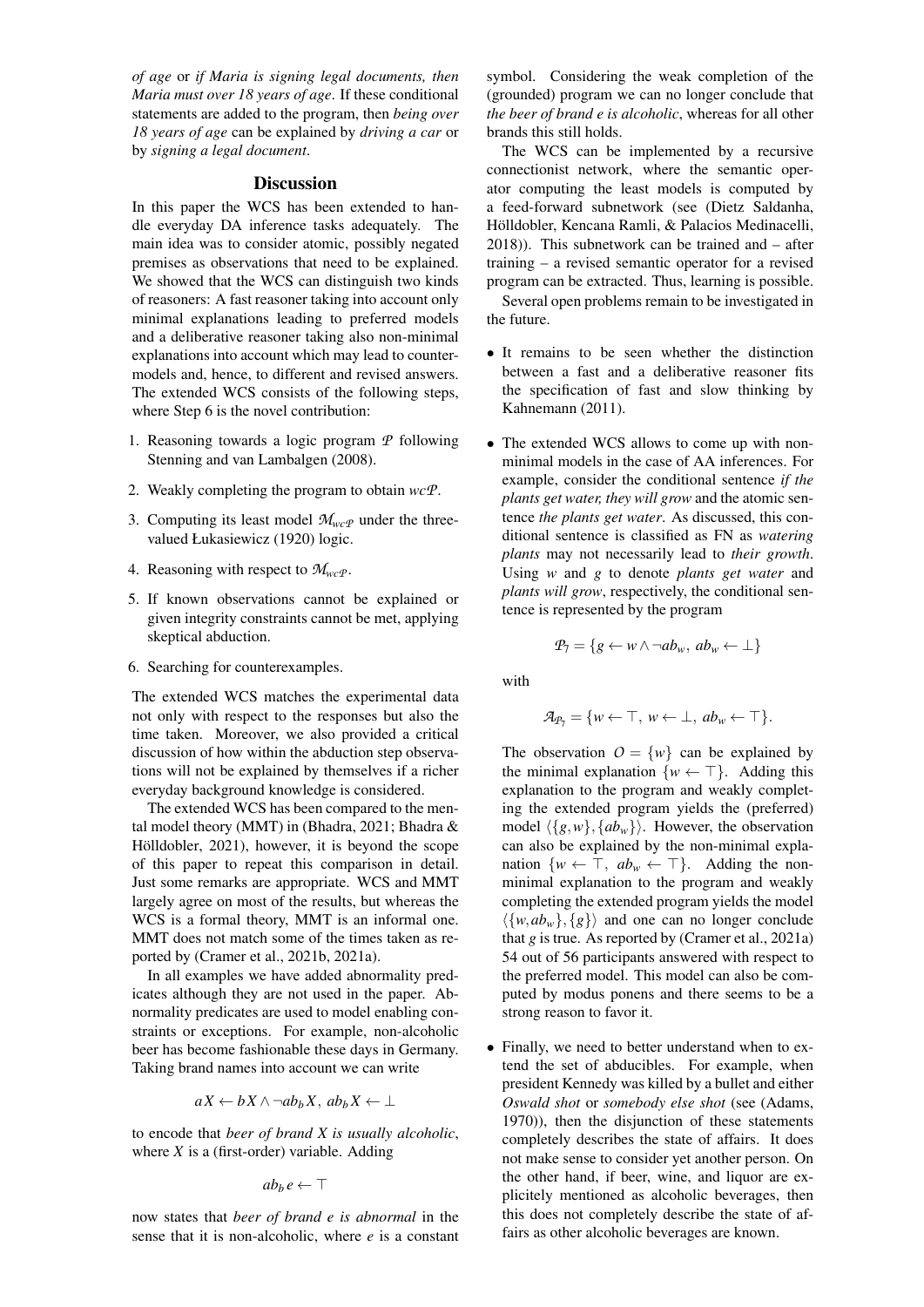*of age* or *if Maria is signing legal documents, then Maria must over 18 years of age*. If these conditional statements are added to the program, then *being over 18 years of age* can be explained by *driving a car* or by *signing a legal document*.

## Discussion

In this paper the WCS has been extended to handle everyday DA inference tasks adequately. The main idea was to consider atomic, possibly negated premises as observations that need to be explained. We showed that the WCS can distinguish two kinds of reasoners: A fast reasoner taking into account only minimal explanations leading to preferred models and a deliberative reasoner taking also non-minimal explanations into account which may lead to counter-models and, hence, to different and revised answers. The extended WCS consists of the following steps, where Step 6 is the novel contribution:

1. Reasoning towards a logic program $\mathcal{P}$ following Stenning and van Lambalgen (2008).
2. Weakly completing the program to obtain $wc\mathcal{P}$.
3. Computing its least model $\mathcal{M}_{wc\mathcal{P}}$ under the three-valued Łukasiewicz (1920) logic.
4. Reasoning with respect to $\mathcal{M}_{wc\mathcal{P}}$.
5. If known observations cannot be explained or given integrity constraints cannot be met, applying skeptical abduction.
6. Searching for counterexamples.

The extended WCS matches the experimental data not only with respect to the responses but also the time taken. Moreover, we also provided a critical discussion of how within the abduction step observations will not be explained by themselves if a richer everyday background knowledge is considered.

The extended WCS has been compared to the mental model theory (MMT) in (Bhadra, 2021; Bhadra & Hölldobler, 2021), however, it is beyond the scope of this paper to repeat this comparison in detail. Just some remarks are appropriate. WCS and MMT largely agree on most of the results, but whereas the WCS is a formal theory, MMT is an informal one. MMT does not match some of the times taken as reported by (Cramer et al., 2021b, 2021a).

In all examples we have added abnormality predicates although they are not used in the paper. Abnormality predicates are used to model enabling constraints or exceptions. For example, non-alcoholic beer has become fashionable these days in Germany. Taking brand names into account we can write

$$aX \leftarrow bX \wedge \neg ab_b X,\ ab_b X \leftarrow \bot$$

to encode that *beer of brand X is usually alcoholic*, where $X$ is a (first-order) variable. Adding

$$ab_b\, e \leftarrow \top$$

now states that *beer of brand e is abnormal* in the sense that it is non-alcoholic, where $e$ is a constant symbol. Considering the weak completion of the (grounded) program we can no longer conclude that *the beer of brand e is alcoholic*, whereas for all other brands this still holds.

The WCS can be implemented by a recursive connectionist network, where the semantic operator computing the least models is computed by a feed-forward subnetwork (see (Dietz Saldanha, Hölldobler, Kencana Ramli, & Palacios Medinacelli, 2018)). This subnetwork can be trained and – after training – a revised semantic operator for a revised program can be extracted. Thus, learning is possible.

Several open problems remain to be investigated in the future.

- It remains to be seen whether the distinction between a fast and a deliberative reasoner fits the specification of fast and slow thinking by Kahnemann (2011).
- The extended WCS allows to come up with non-minimal models in the case of AA inferences. For example, consider the conditional sentence *if the plants get water, they will grow* and the atomic sentence *the plants get water*. As discussed, this conditional sentence is classified as FN as *watering plants* may not necessarily lead to *their growth*. Using $w$ and $g$ to denote *plants get water* and *plants will grow*, respectively, the conditional sentence is represented by the program

$$\mathcal{P}_7 = \{g \leftarrow w \wedge \neg ab_w,\ ab_w \leftarrow \bot\}$$

with

$$\mathcal{A}_{\mathcal{P}_7} = \{w \leftarrow \top,\ w \leftarrow \bot,\ ab_w \leftarrow \top\}.$$

The observation $O = \{w\}$ can be explained by the minimal explanation $\{w \leftarrow \top\}$. Adding this explanation to the program and weakly completing the extended program yields the (preferred) model $\langle \{g, w\}, \{ab_w\} \rangle$. However, the observation can also be explained by the non-minimal explanation $\{w \leftarrow \top,\ ab_w \leftarrow \top\}$. Adding the non-minimal explanation to the program and weakly completing the extended program yields the model $\langle \{w, ab_w\}, \{g\} \rangle$ and one can no longer conclude that $g$ is true. As reported by (Cramer et al., 2021a) 54 out of 56 participants answered with respect to the preferred model. This model can also be computed by modus ponens and there seems to be a strong reason to favor it.

- Finally, we need to better understand when to extend the set of abducibles. For example, when president Kennedy was killed by a bullet and either *Oswald shot* or *somebody else shot* (see (Adams, 1970)), then the disjunction of these statements completely describes the state of affairs. It does not make sense to consider yet another person. On the other hand, if beer, wine, and liquor are explicitly mentioned as alcoholic beverages, then this does not completely describe the state of affairs as other alcoholic beverages are known.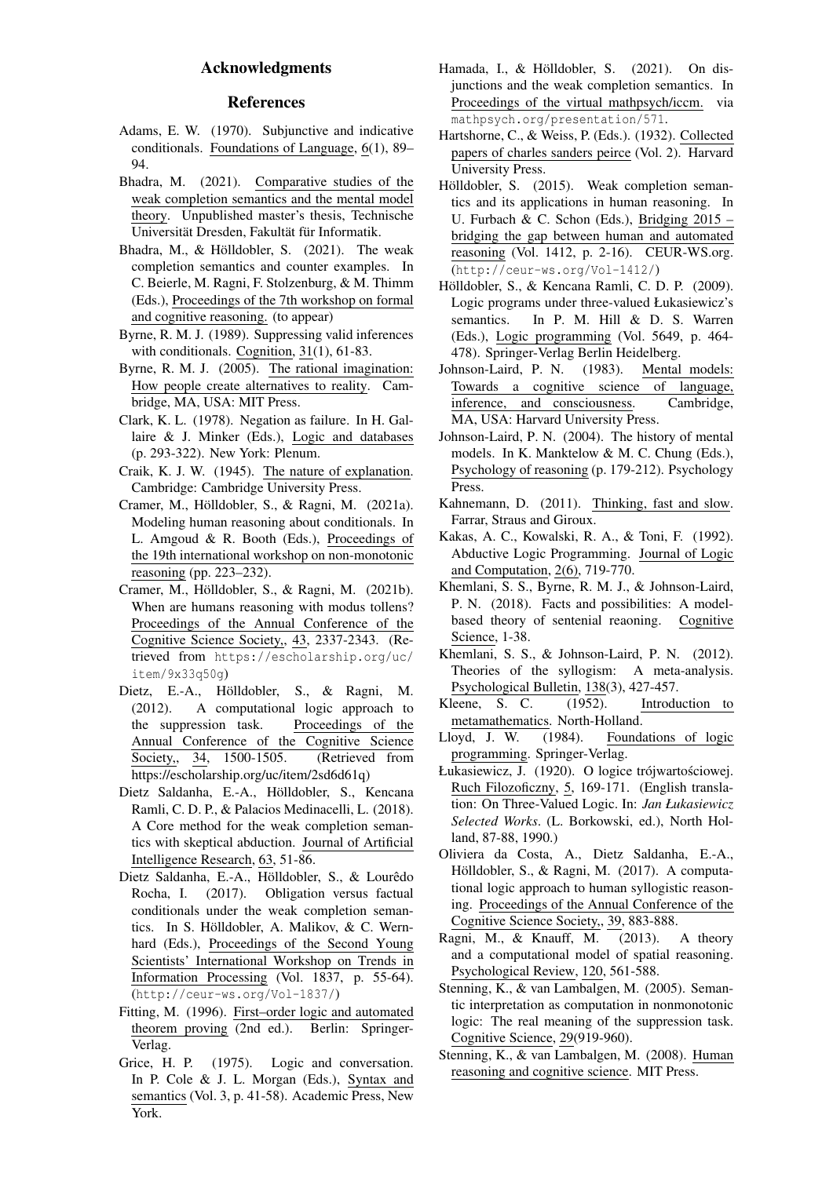## Acknowledgments

## References

Adams, E. W. (1970). Subjunctive and indicative conditionals. Foundations of Language, 6(1), 89–94.

Bhadra, M. (2021). Comparative studies of the weak completion semantics and the mental model theory. Unpublished master's thesis, Technische Universität Dresden, Fakultät für Informatik.

Bhadra, M., & Hölldobler, S. (2021). The weak completion semantics and counter examples. In C. Beierle, M. Ragni, F. Stolzenburg, & M. Thimm (Eds.), Proceedings of the 7th workshop on formal and cognitive reasoning. (to appear)

Byrne, R. M. J. (1989). Suppressing valid inferences with conditionals. Cognition, 31(1), 61-83.

Byrne, R. M. J. (2005). The rational imagination: How people create alternatives to reality. Cambridge, MA, USA: MIT Press.

Clark, K. L. (1978). Negation as failure. In H. Gallaire & J. Minker (Eds.), Logic and databases (p. 293-322). New York: Plenum.

Craik, K. J. W. (1945). The nature of explanation. Cambridge: Cambridge University Press.

Cramer, M., Hölldobler, S., & Ragni, M. (2021a). Modeling human reasoning about conditionals. In L. Amgoud & R. Booth (Eds.), Proceedings of the 19th international workshop on non-monotonic reasoning (pp. 223–232).

Cramer, M., Hölldobler, S., & Ragni, M. (2021b). When are humans reasoning with modus tollens? Proceedings of the Annual Conference of the Cognitive Science Society,, 43, 2337-2343. (Retrieved from https://escholarship.org/uc/item/9x33q50g)

Dietz, E.-A., Hölldobler, S., & Ragni, M. (2012). A computational logic approach to the suppression task. Proceedings of the Annual Conference of the Cognitive Science Society,, 34, 1500-1505. (Retrieved from https://escholarship.org/uc/item/2sd6d61q)

Dietz Saldanha, E.-A., Hölldobler, S., Kencana Ramli, C. D. P., & Palacios Medinacelli, L. (2018). A Core method for the weak completion semantics with skeptical abduction. Journal of Artificial Intelligence Research, 63, 51-86.

Dietz Saldanha, E.-A., Hölldobler, S., & Lourêdo Rocha, I. (2017). Obligation versus factual conditionals under the weak completion semantics. In S. Hölldobler, A. Malikov, & C. Wernhard (Eds.), Proceedings of the Second Young Scientists' International Workshop on Trends in Information Processing (Vol. 1837, p. 55-64). (http://ceur-ws.org/Vol-1837/)

Fitting, M. (1996). First–order logic and automated theorem proving (2nd ed.). Berlin: Springer-Verlag.

Grice, H. P. (1975). Logic and conversation. In P. Cole & J. L. Morgan (Eds.), Syntax and semantics (Vol. 3, p. 41-58). Academic Press, New York.

Hamada, I., & Hölldobler, S. (2021). On disjunctions and the weak completion semantics. In Proceedings of the virtual mathpsych/iccm. via mathpsych.org/presentation/571.

Hartshorne, C., & Weiss, P. (Eds.). (1932). Collected papers of charles sanders peirce (Vol. 2). Harvard University Press.

Hölldobler, S. (2015). Weak completion semantics and its applications in human reasoning. In U. Furbach & C. Schon (Eds.), Bridging 2015 – bridging the gap between human and automated reasoning (Vol. 1412, p. 2-16). CEUR-WS.org. (http://ceur-ws.org/Vol-1412/)

Hölldobler, S., & Kencana Ramli, C. D. P. (2009). Logic programs under three-valued Łukasiewicz's semantics. In P. M. Hill & D. S. Warren (Eds.), Logic programming (Vol. 5649, p. 464-478). Springer-Verlag Berlin Heidelberg.

Johnson-Laird, P. N. (1983). Mental models: Towards a cognitive science of language, inference, and consciousness. Cambridge, MA, USA: Harvard University Press.

Johnson-Laird, P. N. (2004). The history of mental models. In K. Manktelow & M. C. Chung (Eds.), Psychology of reasoning (p. 179-212). Psychology Press.

Kahnemann, D. (2011). Thinking, fast and slow. Farrar, Straus and Giroux.

Kakas, A. C., Kowalski, R. A., & Toni, F. (1992). Abductive Logic Programming. Journal of Logic and Computation, 2(6), 719-770.

Khemlani, S. S., Byrne, R. M. J., & Johnson-Laird, P. N. (2018). Facts and possibilities: A model-based theory of sentenial reaoning. Cognitive Science, 1-38.

Khemlani, S. S., & Johnson-Laird, P. N. (2012). Theories of the syllogism: A meta-analysis. Psychological Bulletin, 138(3), 427-457.

Kleene, S. C. (1952). Introduction to metamathematics. North-Holland.

Lloyd, J. W. (1984). Foundations of logic programming. Springer-Verlag.

Łukasiewicz, J. (1920). O logice trójwartościowej. Ruch Filozoficzny, 5, 169-171. (English translation: On Three-Valued Logic. In: *Jan Łukasiewicz Selected Works*. (L. Borkowski, ed.), North Holland, 87-88, 1990.)

Oliviera da Costa, A., Dietz Saldanha, E.-A., Hölldobler, S., & Ragni, M. (2017). A computational logic approach to human syllogistic reasoning. Proceedings of the Annual Conference of the Cognitive Science Society,, 39, 883-888.

Ragni, M., & Knauff, M. (2013). A theory and a computational model of spatial reasoning. Psychological Review, 120, 561-588.

Stenning, K., & van Lambalgen, M. (2005). Semantic interpretation as computation in nonmonotonic logic: The real meaning of the suppression task. Cognitive Science, 29(919-960).

Stenning, K., & van Lambalgen, M. (2008). Human reasoning and cognitive science. MIT Press.